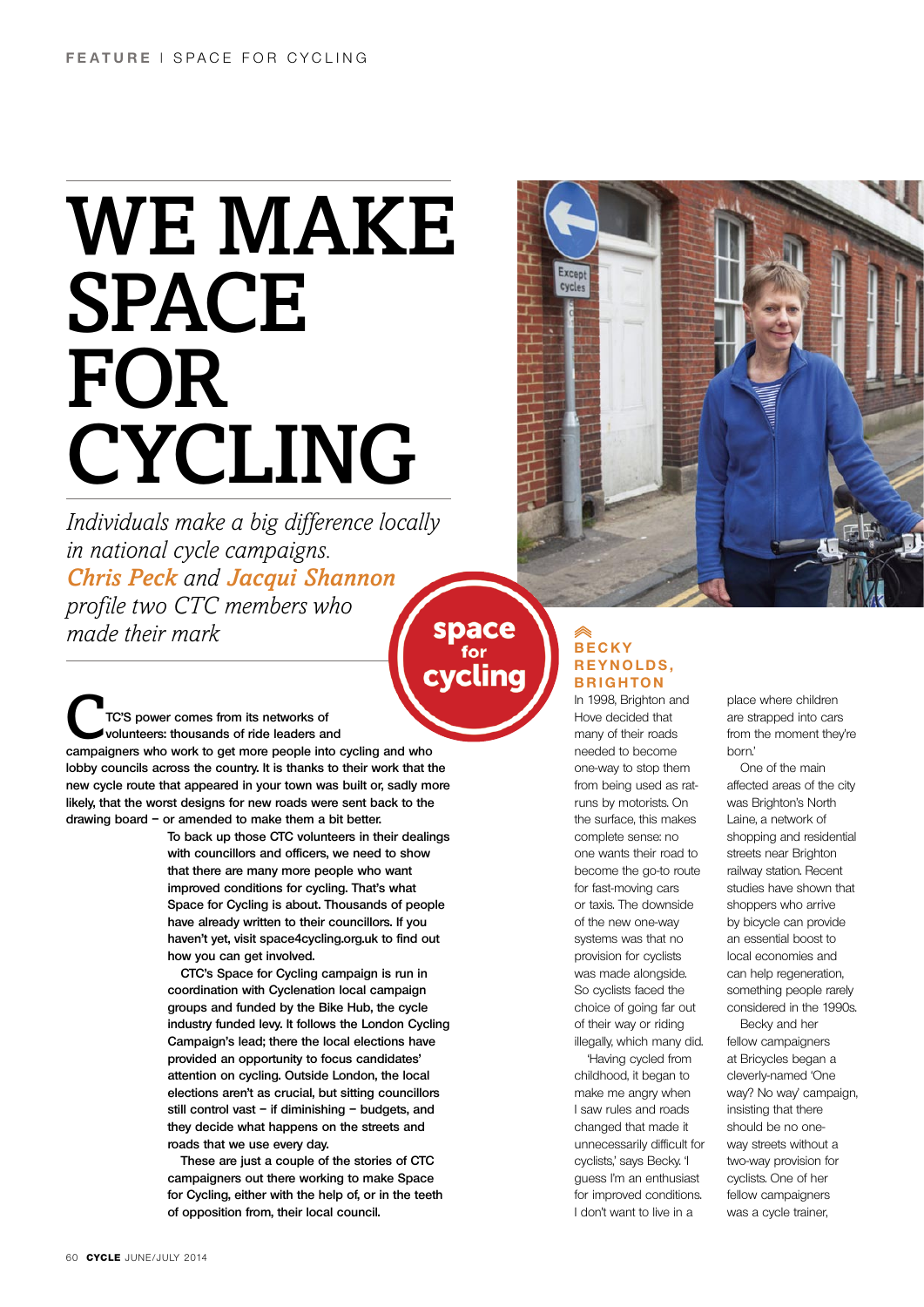# WE MAKE SPACE FOR CYCLING

*Individuals make a big difference locally in national cycle campaigns. Chris Peck and Jacqui Shannon profile two CTC members who made their mark*

space for cycling

**CTC'S power comes from its networks of volunteers: thousands of ride leaders and campaigners who work to get more people into cycling and who lobby councils across the country. It is thanks to their work that the new cycle route that appeared in your town was built or, sadly more likely, that the worst designs for new roads were sent back to the drawing board – or amended to make them a bit better.**

**To back up those CTC volunteers in their dealings with councillors and officers, we need to show that there are many more people who want improved conditions for cycling. That's what Space for Cycling is about. Thousands of people have already written to their councillors. If you haven't yet, visit space4cycling.org.uk to find out how you can get involved.**

**CTC's Space for Cycling campaign is run in coordination with Cyclenation local campaign groups and funded by the Bike Hub, the cycle industry funded levy. It follows the London Cycling Campaign's lead; there the local elections have provided an opportunity to focus candidates' attention on cycling. Outside London, the local elections aren't as crucial, but sitting councillors still control vast – if diminishing – budgets, and they decide what happens on the streets and roads that we use every day.**

**These are just a couple of the stories of CTC campaigners out there working to make Space for Cycling, either with the help of, or in the teeth of opposition from, their local council.**

## BECKY REYNOLDS, BRIGHTON

In 1998, Brighton and Hove decided that many of their roads needed to become one-way to stop them from being used as rat-runs by motorists. On the surface, this makes complete sense: no one wants their road to become the go-to route for fast-moving cars or taxis. The downside of the new one-way systems was that no provision for cyclists was made alongside. So cyclists faced the choice of going far out of their way or riding illegally, which many did.

'Having cycled from childhood, it began to make me angry when I saw rules and roads changed that made it unnecessarily difficult for cyclists,' says Becky. 'I guess I'm an enthusiast for improved conditions. I don't want to live in a place where children are strapped into cars from the moment they're born.'

One of the main affected areas of the city was Brighton's North Laine, a network of shopping and residential streets near Brighton railway station. Recent studies have shown that shoppers who arrive by bicycle can provide an essential boost to local economies and can help regeneration, something people rarely considered in the 1990s.

Becky and her fellow campaigners at Bricycles began a cleverly-named 'One way? No way' campaign, insisting that there should be no one-way streets without a two-way provision for cyclists. One of her fellow campaigners was a cycle trainer,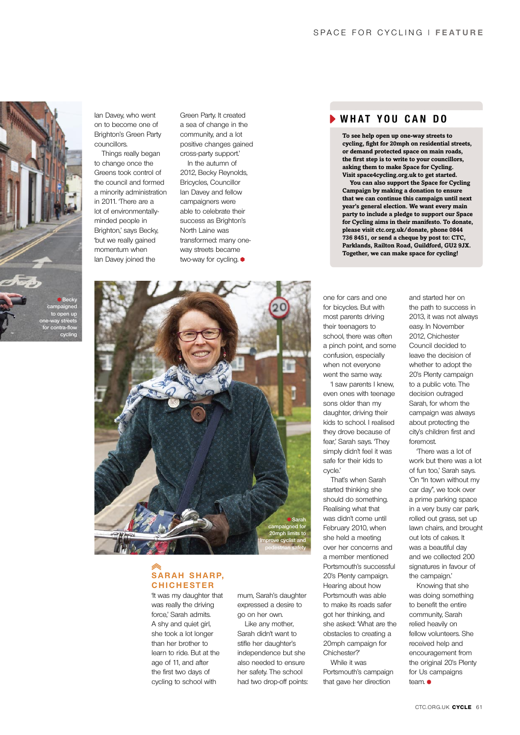Ian Davey, who went on to become one of Brighton's Green Party councillors.

Things really began to change once the Greens took control of the council and formed a minority administration in 2011. 'There are a lot of environmentally-minded people in Brighton,' says Becky, 'but we really gained momentum when Ian Davey joined the Green Party. It created a sea of change in the community, and a lot positive changes gained cross-party support.'

In the autumn of 2012, Becky Reynolds, Bricycles, Councillor Ian Davey and fellow campaigners were able to celebrate their success as Brighton's North Laine was transformed: many one-way streets became two-way for cycling.

Becky campaigned to open up one-way streets for contra-flow cycling

## WHAT YOU CAN DO

**To see help open up one-way streets to cycling, fight for 20mph on residential streets, or demand protected space on main roads, the first step is to write to your councillors, asking them to make Space for Cycling. Visit space4cycling.org.uk to get started.**

**You can also support the Space for Cycling Campaign by making a donation to ensure that we can continue this campaign until next year's general election. We want every main party to include a pledge to support our Space for Cycling aims in their manifesto. To donate, please visit ctc.org.uk/donate, phone 0844 736 8451, or send a cheque by post to: CTC, Parklands, Railton Road, Guildford, GU2 9JX. Together, we can make space for cycling!**

Sarah campaigned for 20mph limits to improve cyclist and pedestrian safety

## SARAH SHARP, CHICHESTER

'It was my daughter that was really the driving force,' Sarah admits. A shy and quiet girl, she took a lot longer than her brother to learn to ride. But at the age of 11, and after the first two days of cycling to school with mum, Sarah's daughter expressed a desire to go on her own.

Like any mother, Sarah didn't want to stifle her daughter's independence but she also needed to ensure her safety. The school had two drop-off points: one for cars and one for bicycles. But with most parents driving their teenagers to school, there was often a pinch point, and some confusion, especially when not everyone went the same way.

'I saw parents I knew, even ones with teenage sons older than my daughter, driving their kids to school. I realised they drove because of fear,' Sarah says. 'They simply didn't feel it was safe for their kids to cycle.'

That's when Sarah started thinking she should do something. Realising what that was didn't come until February 2010, when she held a meeting over her concerns and a member mentioned Portsmouth's successful 20's Plenty campaign. Hearing about how Portsmouth was able to make its roads safer got her thinking, and she asked: 'What are the obstacles to creating a 20mph campaign for Chichester?'

While it was Portsmouth's campaign that gave her direction and started her on the path to success in 2013, it was not always easy. In November 2012, Chichester Council decided to leave the decision of whether to adopt the 20's Plenty campaign to a public vote. The decision outraged Sarah, for whom the campaign was always about protecting the city's children first and foremost.

'There was a lot of work but there was a lot of fun too,' Sarah says. 'On "In town without my car day", we took over a prime parking space in a very busy car park, rolled out grass, set up lawn chairs, and brought out lots of cakes. It was a beautiful day and we collected 200 signatures in favour of the campaign.'

Knowing that she was doing something to benefit the entire community, Sarah relied heavily on fellow volunteers. She received help and encouragement from the original 20's Plenty for Us campaigns team.